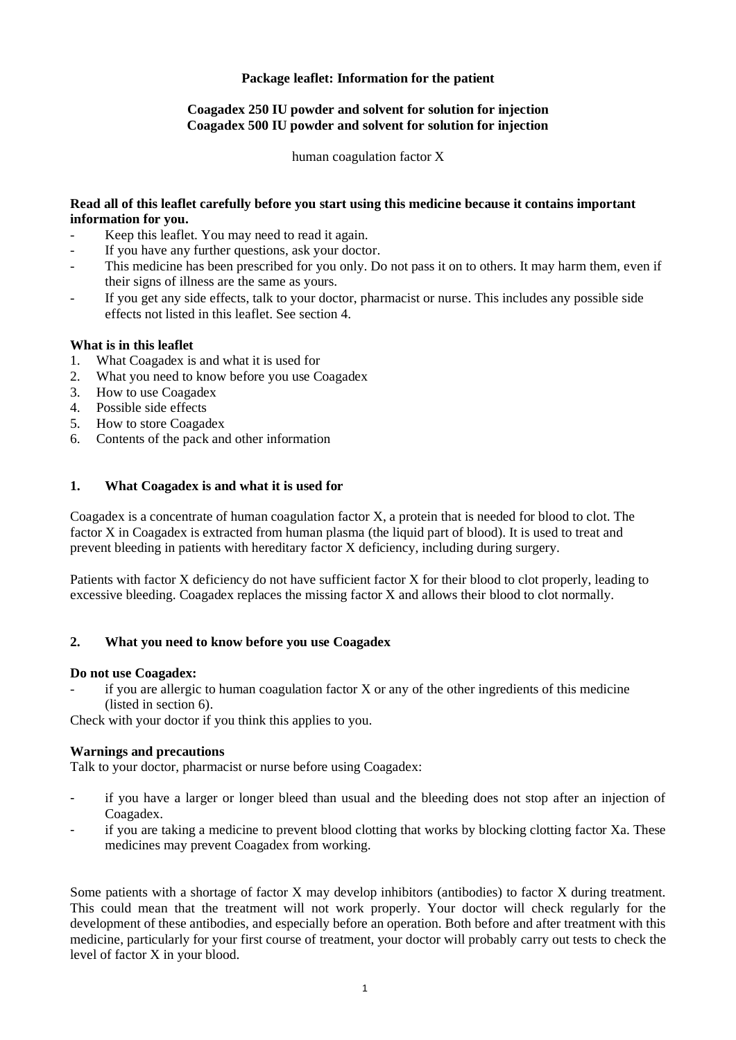**Package leaflet: Information for the patient**

**Coagadex 250 IU powder and solvent for solution for injection**
**Coagadex 500 IU powder and solvent for solution for injection**

human coagulation factor X

**Read all of this leaflet carefully before you start using this medicine because it contains important information for you.**

- Keep this leaflet. You may need to read it again.
- If you have any further questions, ask your doctor.
- This medicine has been prescribed for you only. Do not pass it on to others. It may harm them, even if their signs of illness are the same as yours.
- If you get any side effects, talk to your doctor, pharmacist or nurse. This includes any possible side effects not listed in this leaflet. See section 4.

**What is in this leaflet**

1. What Coagadex is and what it is used for
2. What you need to know before you use Coagadex
3. How to use Coagadex
4. Possible side effects
5. How to store Coagadex
6. Contents of the pack and other information

## 1. What Coagadex is and what it is used for

Coagadex is a concentrate of human coagulation factor X, a protein that is needed for blood to clot. The factor X in Coagadex is extracted from human plasma (the liquid part of blood). It is used to treat and prevent bleeding in patients with hereditary factor X deficiency, including during surgery.

Patients with factor X deficiency do not have sufficient factor X for their blood to clot properly, leading to excessive bleeding. Coagadex replaces the missing factor X and allows their blood to clot normally.

## 2. What you need to know before you use Coagadex

**Do not use Coagadex:**

- if you are allergic to human coagulation factor X or any of the other ingredients of this medicine (listed in section 6).

Check with your doctor if you think this applies to you.

**Warnings and precautions**

Talk to your doctor, pharmacist or nurse before using Coagadex:

- if you have a larger or longer bleed than usual and the bleeding does not stop after an injection of Coagadex.
- if you are taking a medicine to prevent blood clotting that works by blocking clotting factor Xa. These medicines may prevent Coagadex from working.

Some patients with a shortage of factor X may develop inhibitors (antibodies) to factor X during treatment. This could mean that the treatment will not work properly. Your doctor will check regularly for the development of these antibodies, and especially before an operation. Both before and after treatment with this medicine, particularly for your first course of treatment, your doctor will probably carry out tests to check the level of factor X in your blood.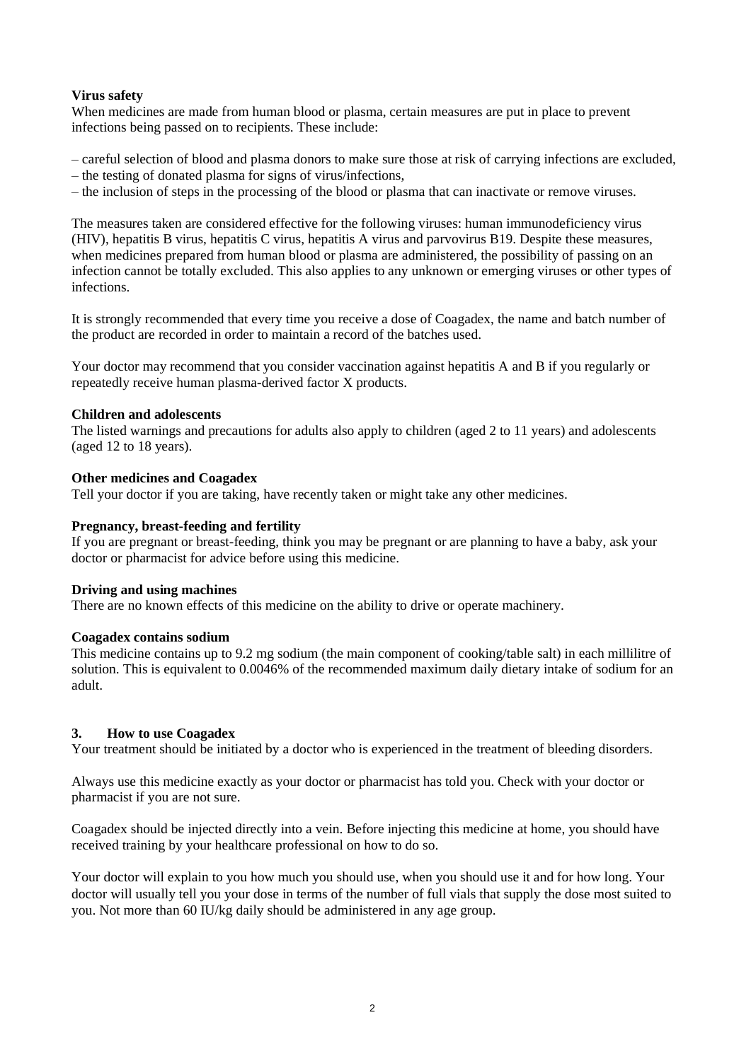**Virus safety**

When medicines are made from human blood or plasma, certain measures are put in place to prevent infections being passed on to recipients. These include:

– careful selection of blood and plasma donors to make sure those at risk of carrying infections are excluded,
– the testing of donated plasma for signs of virus/infections,
– the inclusion of steps in the processing of the blood or plasma that can inactivate or remove viruses.

The measures taken are considered effective for the following viruses: human immunodeficiency virus (HIV), hepatitis B virus, hepatitis C virus, hepatitis A virus and parvovirus B19. Despite these measures, when medicines prepared from human blood or plasma are administered, the possibility of passing on an infection cannot be totally excluded. This also applies to any unknown or emerging viruses or other types of infections.

It is strongly recommended that every time you receive a dose of Coagadex, the name and batch number of the product are recorded in order to maintain a record of the batches used.

Your doctor may recommend that you consider vaccination against hepatitis A and B if you regularly or repeatedly receive human plasma-derived factor X products.

**Children and adolescents**

The listed warnings and precautions for adults also apply to children (aged 2 to 11 years) and adolescents (aged 12 to 18 years).

**Other medicines and Coagadex**

Tell your doctor if you are taking, have recently taken or might take any other medicines.

**Pregnancy, breast-feeding and fertility**

If you are pregnant or breast-feeding, think you may be pregnant or are planning to have a baby, ask your doctor or pharmacist for advice before using this medicine.

**Driving and using machines**

There are no known effects of this medicine on the ability to drive or operate machinery.

**Coagadex contains sodium**

This medicine contains up to 9.2 mg sodium (the main component of cooking/table salt) in each millilitre of solution. This is equivalent to 0.0046% of the recommended maximum daily dietary intake of sodium for an adult.

## 3. How to use Coagadex

Your treatment should be initiated by a doctor who is experienced in the treatment of bleeding disorders.

Always use this medicine exactly as your doctor or pharmacist has told you. Check with your doctor or pharmacist if you are not sure.

Coagadex should be injected directly into a vein. Before injecting this medicine at home, you should have received training by your healthcare professional on how to do so.

Your doctor will explain to you how much you should use, when you should use it and for how long. Your doctor will usually tell you your dose in terms of the number of full vials that supply the dose most suited to you. Not more than 60 IU/kg daily should be administered in any age group.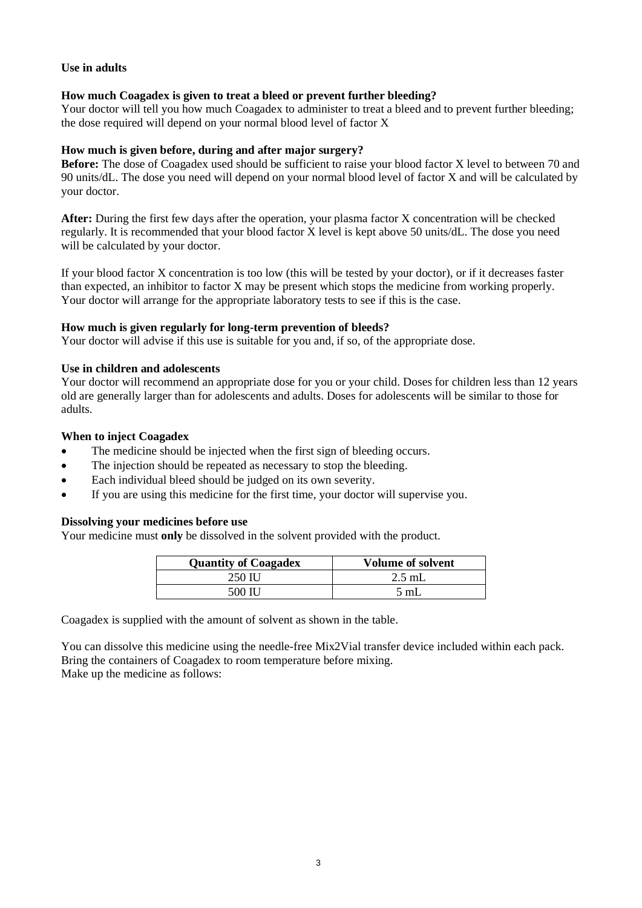### Use in adults

**How much Coagadex is given to treat a bleed or prevent further bleeding?**
Your doctor will tell you how much Coagadex to administer to treat a bleed and to prevent further bleeding; the dose required will depend on your normal blood level of factor X

**How much is given before, during and after major surgery?**
**Before:** The dose of Coagadex used should be sufficient to raise your blood factor X level to between 70 and 90 units/dL. The dose you need will depend on your normal blood level of factor X and will be calculated by your doctor.

**After:** During the first few days after the operation, your plasma factor X concentration will be checked regularly. It is recommended that your blood factor X level is kept above 50 units/dL. The dose you need will be calculated by your doctor.

If your blood factor X concentration is too low (this will be tested by your doctor), or if it decreases faster than expected, an inhibitor to factor X may be present which stops the medicine from working properly. Your doctor will arrange for the appropriate laboratory tests to see if this is the case.

**How much is given regularly for long-term prevention of bleeds?**
Your doctor will advise if this use is suitable for you and, if so, of the appropriate dose.

**Use in children and adolescents**
Your doctor will recommend an appropriate dose for you or your child. Doses for children less than 12 years old are generally larger than for adolescents and adults. Doses for adolescents will be similar to those for adults.

**When to inject Coagadex**

- The medicine should be injected when the first sign of bleeding occurs.
- The injection should be repeated as necessary to stop the bleeding.
- Each individual bleed should be judged on its own severity.
- If you are using this medicine for the first time, your doctor will supervise you.

**Dissolving your medicines before use**
Your medicine must **only** be dissolved in the solvent provided with the product.

| Quantity of Coagadex | Volume of solvent |
| --- | --- |
| 250 IU | 2.5 mL |
| 500 IU | 5 mL |

Coagadex is supplied with the amount of solvent as shown in the table.

You can dissolve this medicine using the needle-free Mix2Vial transfer device included within each pack. Bring the containers of Coagadex to room temperature before mixing.
Make up the medicine as follows: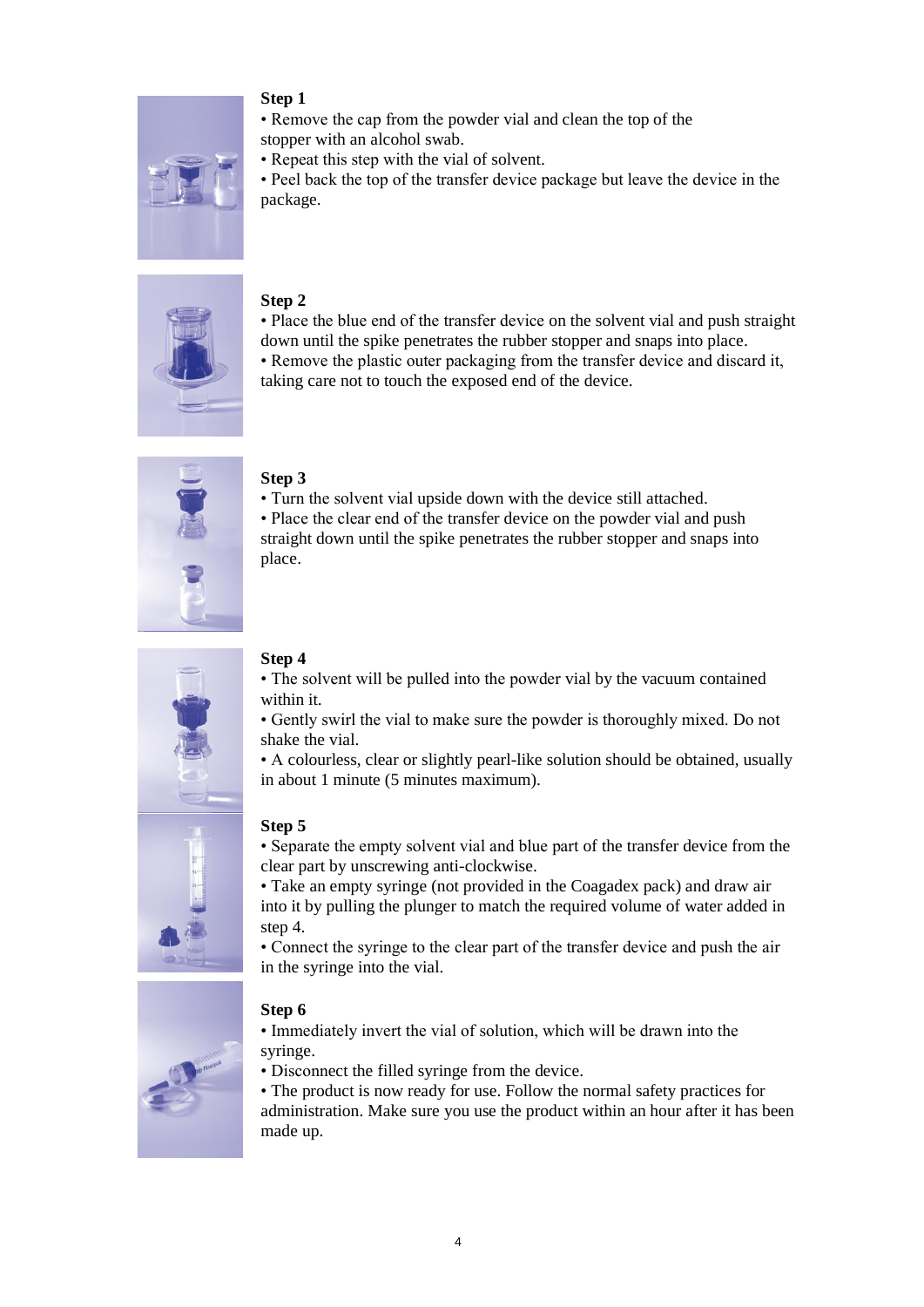**Step 1**

- Remove the cap from the powder vial and clean the top of the stopper with an alcohol swab.
- Repeat this step with the vial of solvent.
- Peel back the top of the transfer device package but leave the device in the package.

**Step 2**

- Place the blue end of the transfer device on the solvent vial and push straight down until the spike penetrates the rubber stopper and snaps into place.
- Remove the plastic outer packaging from the transfer device and discard it, taking care not to touch the exposed end of the device.

**Step 3**

- Turn the solvent vial upside down with the device still attached.
- Place the clear end of the transfer device on the powder vial and push straight down until the spike penetrates the rubber stopper and snaps into place.

**Step 4**

- The solvent will be pulled into the powder vial by the vacuum contained within it.
- Gently swirl the vial to make sure the powder is thoroughly mixed. Do not shake the vial.
- A colourless, clear or slightly pearl-like solution should be obtained, usually in about 1 minute (5 minutes maximum).

**Step 5**

- Separate the empty solvent vial and blue part of the transfer device from the clear part by unscrewing anti-clockwise.
- Take an empty syringe (not provided in the Coagadex pack) and draw air into it by pulling the plunger to match the required volume of water added in step 4.
- Connect the syringe to the clear part of the transfer device and push the air in the syringe into the vial.

**Step 6**

- Immediately invert the vial of solution, which will be drawn into the syringe.
- Disconnect the filled syringe from the device.
- The product is now ready for use. Follow the normal safety practices for administration. Make sure you use the product within an hour after it has been made up.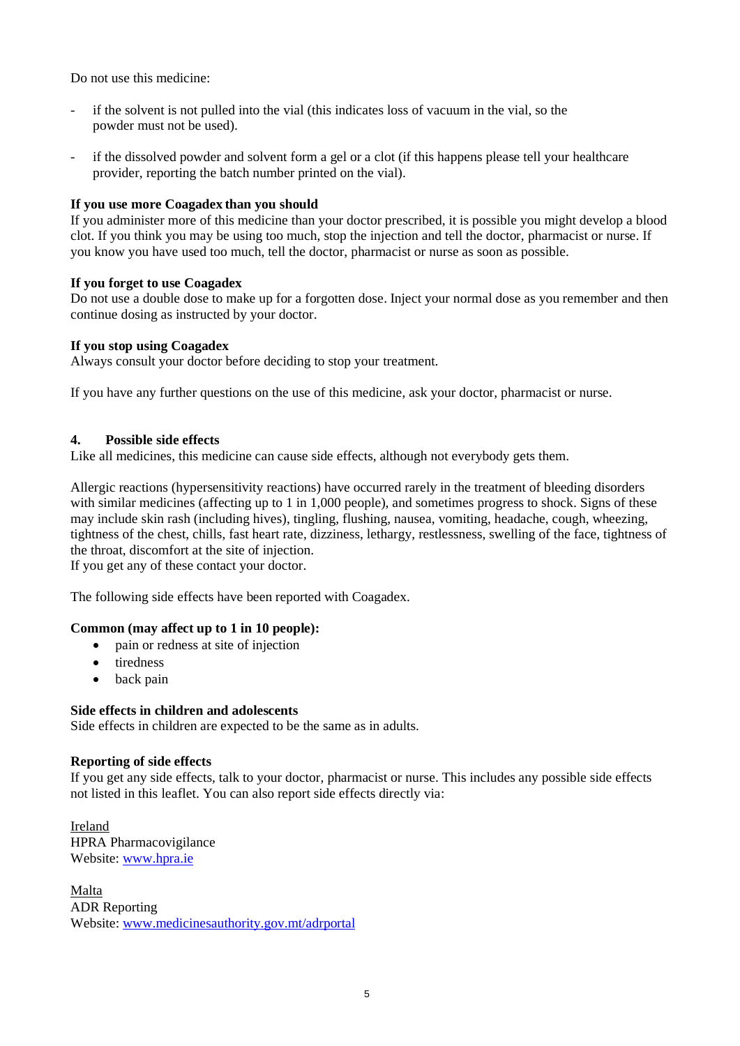Do not use this medicine:

- if the solvent is not pulled into the vial (this indicates loss of vacuum in the vial, so the powder must not be used).

- if the dissolved powder and solvent form a gel or a clot (if this happens please tell your healthcare provider, reporting the batch number printed on the vial).

**If you use more Coagadex than you should**
If you administer more of this medicine than your doctor prescribed, it is possible you might develop a blood clot. If you think you may be using too much, stop the injection and tell the doctor, pharmacist or nurse. If you know you have used too much, tell the doctor, pharmacist or nurse as soon as possible.

**If you forget to use Coagadex**
Do not use a double dose to make up for a forgotten dose. Inject your normal dose as you remember and then continue dosing as instructed by your doctor.

**If you stop using Coagadex**
Always consult your doctor before deciding to stop your treatment.

If you have any further questions on the use of this medicine, ask your doctor, pharmacist or nurse.

## 4. Possible side effects

Like all medicines, this medicine can cause side effects, although not everybody gets them.

Allergic reactions (hypersensitivity reactions) have occurred rarely in the treatment of bleeding disorders with similar medicines (affecting up to 1 in 1,000 people), and sometimes progress to shock. Signs of these may include skin rash (including hives), tingling, flushing, nausea, vomiting, headache, cough, wheezing, tightness of the chest, chills, fast heart rate, dizziness, lethargy, restlessness, swelling of the face, tightness of the throat, discomfort at the site of injection.
If you get any of these contact your doctor.

The following side effects have been reported with Coagadex.

**Common (may affect up to 1 in 10 people):**

- pain or redness at site of injection
- tiredness
- back pain

**Side effects in children and adolescents**
Side effects in children are expected to be the same as in adults.

**Reporting of side effects**
If you get any side effects, talk to your doctor, pharmacist or nurse. This includes any possible side effects not listed in this leaflet. You can also report side effects directly via:

Ireland
HPRA Pharmacovigilance
Website: www.hpra.ie

Malta
ADR Reporting
Website: www.medicinesauthority.gov.mt/adrportal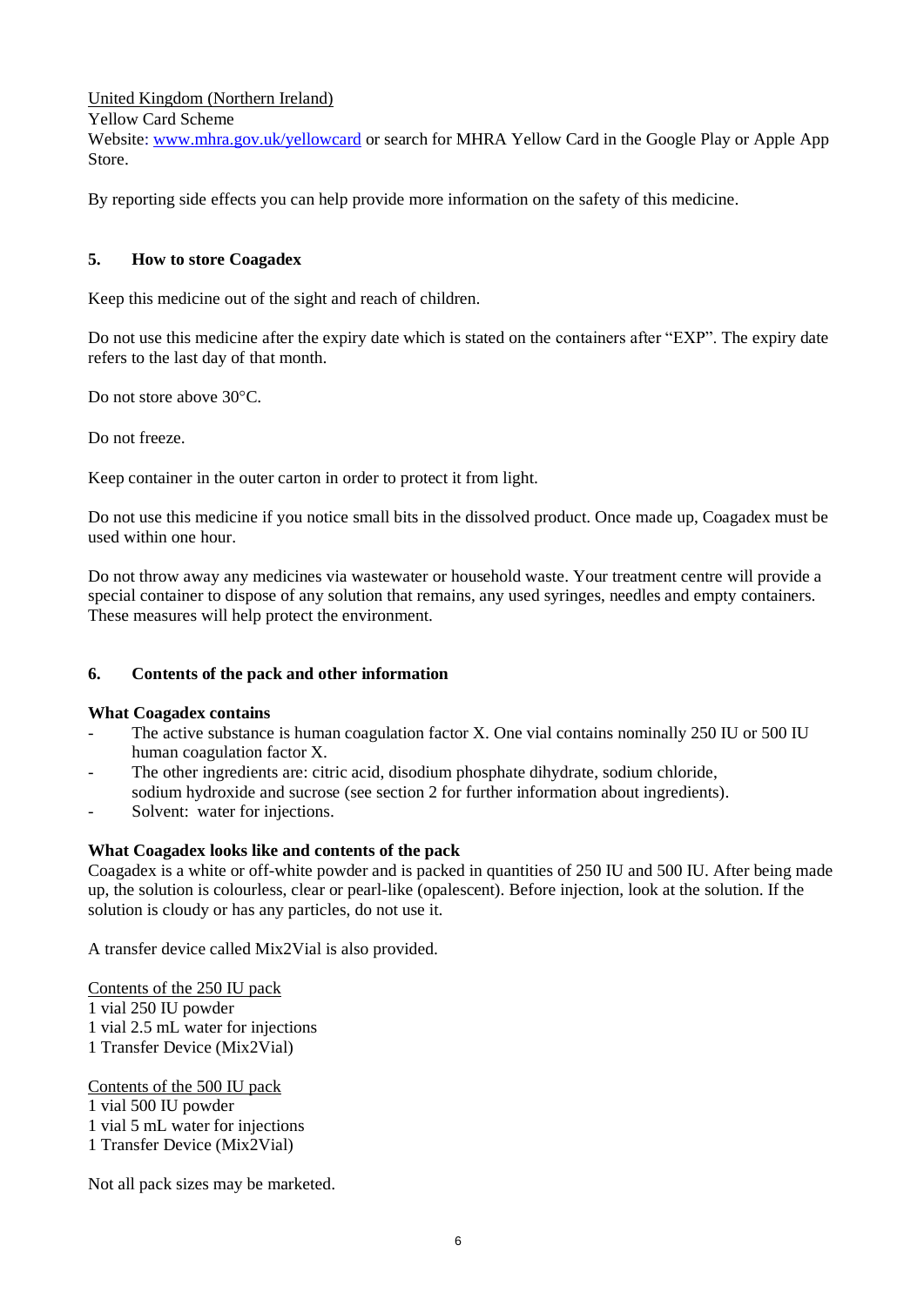United Kingdom (Northern Ireland)
Yellow Card Scheme
Website: [www.mhra.gov.uk/yellowcard](http://www.mhra.gov.uk/yellowcard) or search for MHRA Yellow Card in the Google Play or Apple App Store.

By reporting side effects you can help provide more information on the safety of this medicine.

## 5. How to store Coagadex

Keep this medicine out of the sight and reach of children.

Do not use this medicine after the expiry date which is stated on the containers after "EXP". The expiry date refers to the last day of that month.

Do not store above 30°C.

Do not freeze.

Keep container in the outer carton in order to protect it from light.

Do not use this medicine if you notice small bits in the dissolved product. Once made up, Coagadex must be used within one hour.

Do not throw away any medicines via wastewater or household waste. Your treatment centre will provide a special container to dispose of any solution that remains, any used syringes, needles and empty containers. These measures will help protect the environment.

## 6. Contents of the pack and other information

**What Coagadex contains**

- The active substance is human coagulation factor X. One vial contains nominally 250 IU or 500 IU human coagulation factor X.
- The other ingredients are: citric acid, disodium phosphate dihydrate, sodium chloride, sodium hydroxide and sucrose (see section 2 for further information about ingredients).
- Solvent: water for injections.

**What Coagadex looks like and contents of the pack**

Coagadex is a white or off-white powder and is packed in quantities of 250 IU and 500 IU. After being made up, the solution is colourless, clear or pearl-like (opalescent). Before injection, look at the solution. If the solution is cloudy or has any particles, do not use it.

A transfer device called Mix2Vial is also provided.

Contents of the 250 IU pack
1 vial 250 IU powder
1 vial 2.5 mL water for injections
1 Transfer Device (Mix2Vial)

Contents of the 500 IU pack
1 vial 500 IU powder
1 vial 5 mL water for injections
1 Transfer Device (Mix2Vial)

Not all pack sizes may be marketed.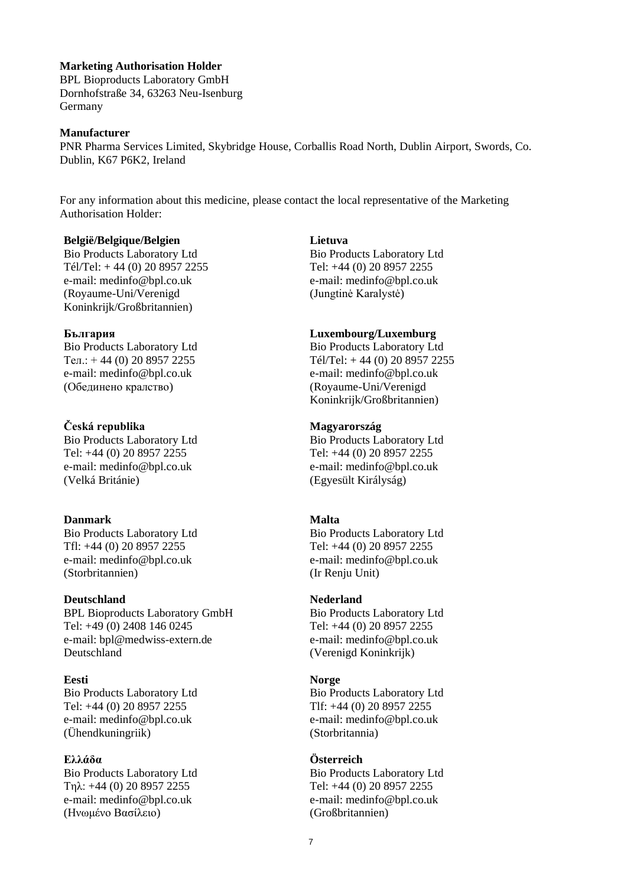**Marketing Authorisation Holder**
BPL Bioproducts Laboratory GmbH
Dornhofstraße 34, 63263 Neu-Isenburg
Germany

**Manufacturer**
PNR Pharma Services Limited, Skybridge House, Corballis Road North, Dublin Airport, Swords, Co. Dublin, K67 P6K2, Ireland

For any information about this medicine, please contact the local representative of the Marketing Authorisation Holder:

**België/Belgique/Belgien**
Bio Products Laboratory Ltd
Tél/Tel: + 44 (0) 20 8957 2255
e-mail: medinfo@bpl.co.uk
(Royaume-Uni/Verenigd Koninkrijk/Großbritannien)

**България**
Bio Products Laboratory Ltd
Тел.: + 44 (0) 20 8957 2255
e-mail: medinfo@bpl.co.uk
(Обединено кралство)

**Česká republika**
Bio Products Laboratory Ltd
Tel: +44 (0) 20 8957 2255
e-mail: medinfo@bpl.co.uk
(Velká Británie)

**Danmark**
Bio Products Laboratory Ltd
Tfl: +44 (0) 20 8957 2255
e-mail: medinfo@bpl.co.uk
(Storbritannien)

**Deutschland**
BPL Bioproducts Laboratory GmbH
Tel: +49 (0) 2408 146 0245
e-mail: bpl@medwiss-extern.de
Deutschland

**Eesti**
Bio Products Laboratory Ltd
Tel: +44 (0) 20 8957 2255
e-mail: medinfo@bpl.co.uk
(Ühendkuningriik)

**Ελλάδα**
Bio Products Laboratory Ltd
Τηλ: +44 (0) 20 8957 2255
e-mail: medinfo@bpl.co.uk
(Ηνωμένο Βασίλειο)

**Lietuva**
Bio Products Laboratory Ltd
Tel: +44 (0) 20 8957 2255
e-mail: medinfo@bpl.co.uk
(Jungtinė Karalystė)

**Luxembourg/Luxemburg**
Bio Products Laboratory Ltd
Tél/Tel: + 44 (0) 20 8957 2255
e-mail: medinfo@bpl.co.uk
(Royaume-Uni/Verenigd Koninkrijk/Großbritannien)

**Magyarország**
Bio Products Laboratory Ltd
Tel: +44 (0) 20 8957 2255
e-mail: medinfo@bpl.co.uk
(Egyesült Királyság)

**Malta**
Bio Products Laboratory Ltd
Tel: +44 (0) 20 8957 2255
e-mail: medinfo@bpl.co.uk
(Ir Renju Unit)

**Nederland**
Bio Products Laboratory Ltd
Tel: +44 (0) 20 8957 2255
e-mail: medinfo@bpl.co.uk
(Verenigd Koninkrijk)

**Norge**
Bio Products Laboratory Ltd
Tlf: +44 (0) 20 8957 2255
e-mail: medinfo@bpl.co.uk
(Storbritannia)

**Österreich**
Bio Products Laboratory Ltd
Tel: +44 (0) 20 8957 2255
e-mail: medinfo@bpl.co.uk
(Großbritannien)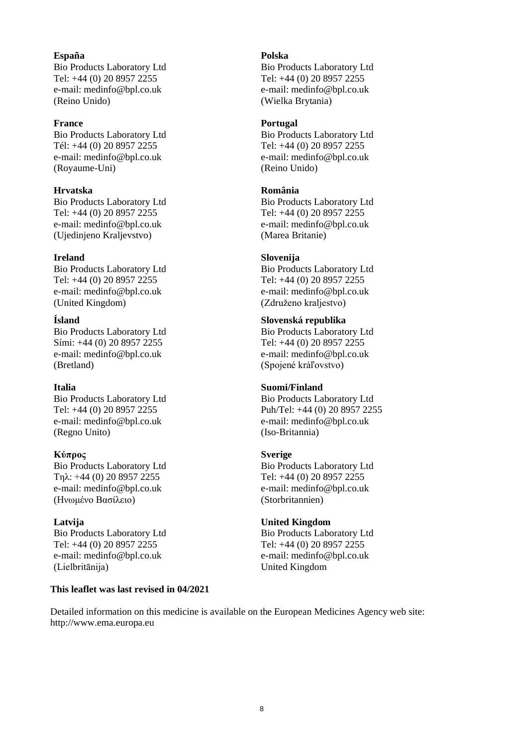**España**
Bio Products Laboratory Ltd
Tel: +44 (0) 20 8957 2255
e-mail: medinfo@bpl.co.uk
(Reino Unido)

**France**
Bio Products Laboratory Ltd
Tél: +44 (0) 20 8957 2255
e-mail: medinfo@bpl.co.uk
(Royaume-Uni)

**Hrvatska**
Bio Products Laboratory Ltd
Tel: +44 (0) 20 8957 2255
e-mail: medinfo@bpl.co.uk
(Ujedinjeno Kraljevstvo)

**Ireland**
Bio Products Laboratory Ltd
Tel: +44 (0) 20 8957 2255
e-mail: medinfo@bpl.co.uk
(United Kingdom)

**Ísland**
Bio Products Laboratory Ltd
Sími: +44 (0) 20 8957 2255
e-mail: medinfo@bpl.co.uk
(Bretland)

**Italia**
Bio Products Laboratory Ltd
Tel: +44 (0) 20 8957 2255
e-mail: medinfo@bpl.co.uk
(Regno Unito)

**Κύπρος**
Bio Products Laboratory Ltd
Τηλ: +44 (0) 20 8957 2255
e-mail: medinfo@bpl.co.uk
(Ηνωμένο Βασίλειο)

**Latvija**
Bio Products Laboratory Ltd
Tel: +44 (0) 20 8957 2255
e-mail: medinfo@bpl.co.uk
(Lielbritānija)

**Polska**
Bio Products Laboratory Ltd
Tel: +44 (0) 20 8957 2255
e-mail: medinfo@bpl.co.uk
(Wielka Brytania)

**Portugal**
Bio Products Laboratory Ltd
Tel: +44 (0) 20 8957 2255
e-mail: medinfo@bpl.co.uk
(Reino Unido)

**România**
Bio Products Laboratory Ltd
Tel: +44 (0) 20 8957 2255
e-mail: medinfo@bpl.co.uk
(Marea Britanie)

**Slovenija**
Bio Products Laboratory Ltd
Tel: +44 (0) 20 8957 2255
e-mail: medinfo@bpl.co.uk
(Združeno kraljestvo)

**Slovenská republika**
Bio Products Laboratory Ltd
Tel: +44 (0) 20 8957 2255
e-mail: medinfo@bpl.co.uk
(Spojené kráľovstvo)

**Suomi/Finland**
Bio Products Laboratory Ltd
Puh/Tel: +44 (0) 20 8957 2255
e-mail: medinfo@bpl.co.uk
(Iso-Britannia)

**Sverige**
Bio Products Laboratory Ltd
Tel: +44 (0) 20 8957 2255
e-mail: medinfo@bpl.co.uk
(Storbritannien)

**United Kingdom**
Bio Products Laboratory Ltd
Tel: +44 (0) 20 8957 2255
e-mail: medinfo@bpl.co.uk
United Kingdom

**This leaflet was last revised in 04/2021**

Detailed information on this medicine is available on the European Medicines Agency web site: http://www.ema.europa.eu